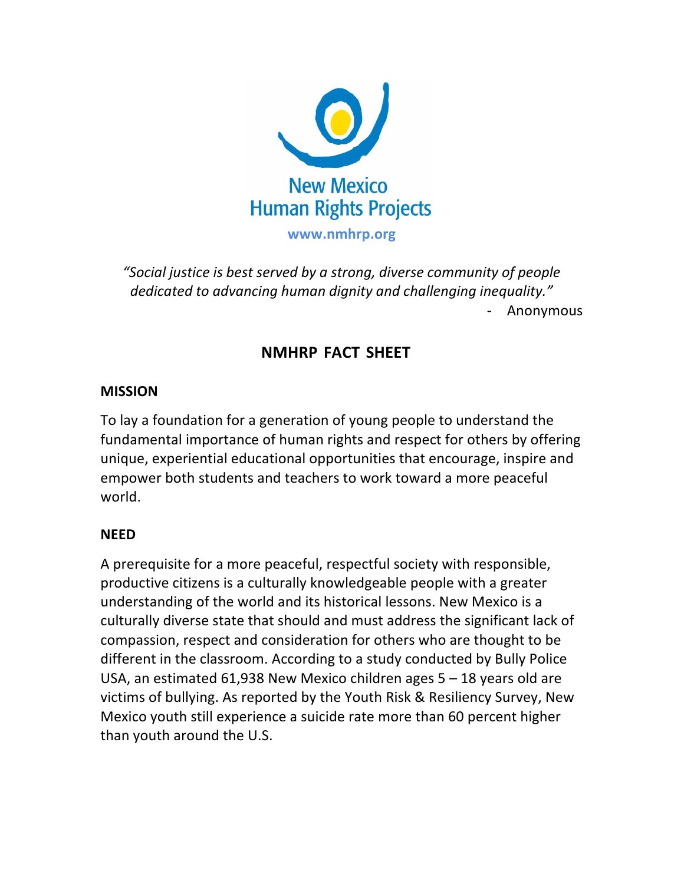New Mexico
Human Rights Projects

www.nmhrp.org

*"Social justice is best served by a strong, diverse community of people dedicated to advancing human dignity and challenging inequality."*

\- Anonymous

# NMHRP FACT SHEET

## MISSION

To lay a foundation for a generation of young people to understand the fundamental importance of human rights and respect for others by offering unique, experiential educational opportunities that encourage, inspire and empower both students and teachers to work toward a more peaceful world.

## NEED

A prerequisite for a more peaceful, respectful society with responsible, productive citizens is a culturally knowledgeable people with a greater understanding of the world and its historical lessons. New Mexico is a culturally diverse state that should and must address the significant lack of compassion, respect and consideration for others who are thought to be different in the classroom. According to a study conducted by Bully Police USA, an estimated 61,938 New Mexico children ages 5 – 18 years old are victims of bullying. As reported by the Youth Risk & Resiliency Survey, New Mexico youth still experience a suicide rate more than 60 percent higher than youth around the U.S.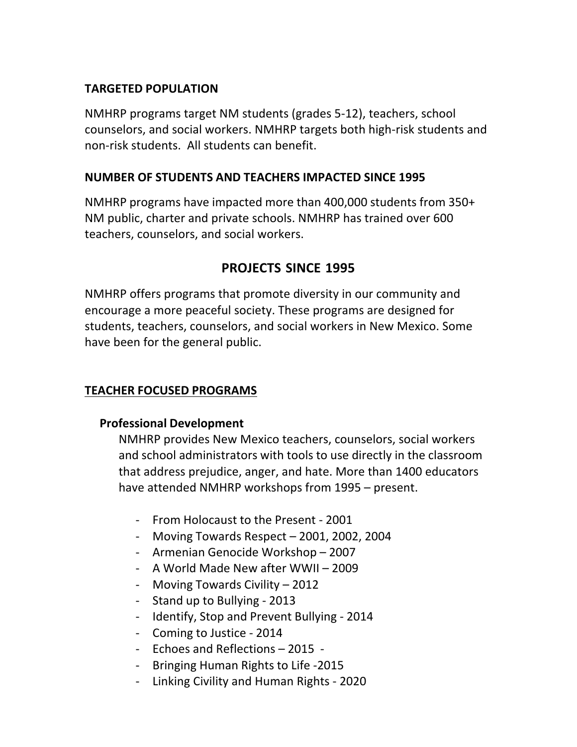**TARGETED POPULATION**

NMHRP programs target NM students (grades 5-12), teachers, school counselors, and social workers. NMHRP targets both high-risk students and non-risk students. All students can benefit.

**NUMBER OF STUDENTS AND TEACHERS IMPACTED SINCE 1995**

NMHRP programs have impacted more than 400,000 students from 350+ NM public, charter and private schools. NMHRP has trained over 600 teachers, counselors, and social workers.

## PROJECTS SINCE 1995

NMHRP offers programs that promote diversity in our community and encourage a more peaceful society. These programs are designed for students, teachers, counselors, and social workers in New Mexico. Some have been for the general public.

**TEACHER FOCUSED PROGRAMS**

**Professional Development**

NMHRP provides New Mexico teachers, counselors, social workers and school administrators with tools to use directly in the classroom that address prejudice, anger, and hate. More than 1400 educators have attended NMHRP workshops from 1995 – present.

- From Holocaust to the Present - 2001
- Moving Towards Respect – 2001, 2002, 2004
- Armenian Genocide Workshop – 2007
- A World Made New after WWII – 2009
- Moving Towards Civility – 2012
- Stand up to Bullying - 2013
- Identify, Stop and Prevent Bullying - 2014
- Coming to Justice - 2014
- Echoes and Reflections – 2015 -
- Bringing Human Rights to Life -2015
- Linking Civility and Human Rights - 2020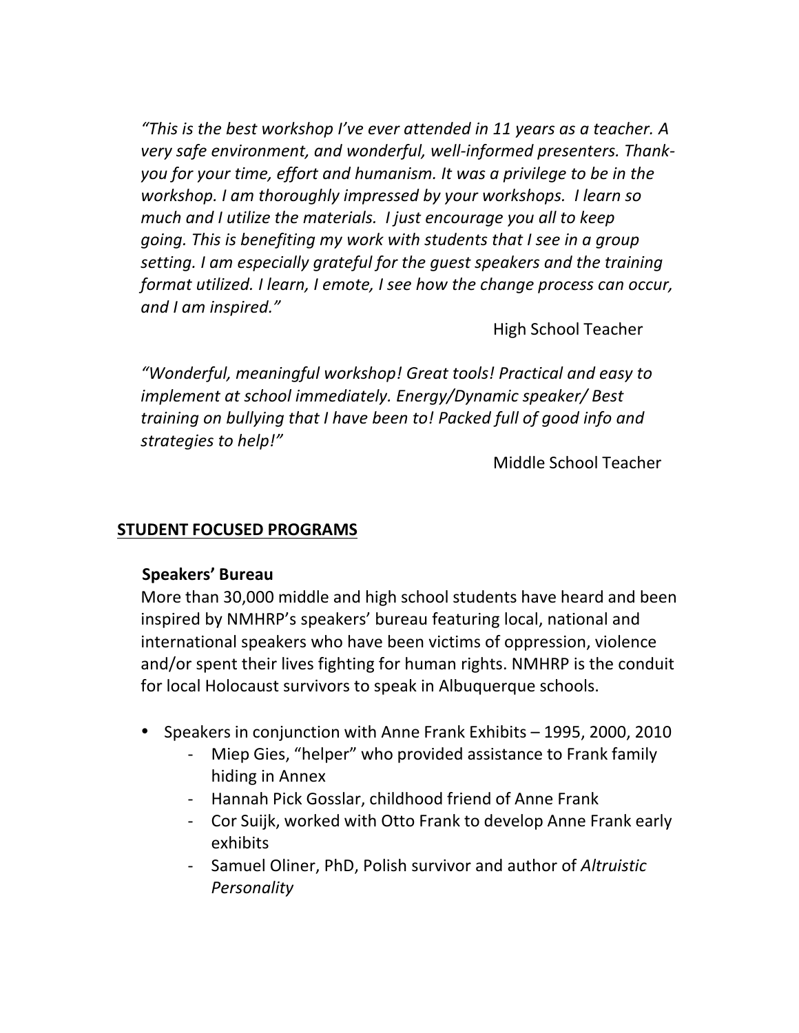*"This is the best workshop I've ever attended in 11 years as a teacher. A very safe environment, and wonderful, well-informed presenters. Thank-you for your time, effort and humanism. It was a privilege to be in the workshop. I am thoroughly impressed by your workshops. I learn so much and I utilize the materials. I just encourage you all to keep going. This is benefiting my work with students that I see in a group setting. I am especially grateful for the guest speakers and the training format utilized. I learn, I emote, I see how the change process can occur, and I am inspired."*

High School Teacher

*"Wonderful, meaningful workshop! Great tools! Practical and easy to implement at school immediately. Energy/Dynamic speaker/ Best training on bullying that I have been to! Packed full of good info and strategies to help!"*

Middle School Teacher

## STUDENT FOCUSED PROGRAMS

### Speakers' Bureau

More than 30,000 middle and high school students have heard and been inspired by NMHRP's speakers' bureau featuring local, national and international speakers who have been victims of oppression, violence and/or spent their lives fighting for human rights. NMHRP is the conduit for local Holocaust survivors to speak in Albuquerque schools.

- Speakers in conjunction with Anne Frank Exhibits – 1995, 2000, 2010
  - Miep Gies, "helper" who provided assistance to Frank family hiding in Annex
  - Hannah Pick Gosslar, childhood friend of Anne Frank
  - Cor Suijk, worked with Otto Frank to develop Anne Frank early exhibits
  - Samuel Oliner, PhD, Polish survivor and author of *Altruistic Personality*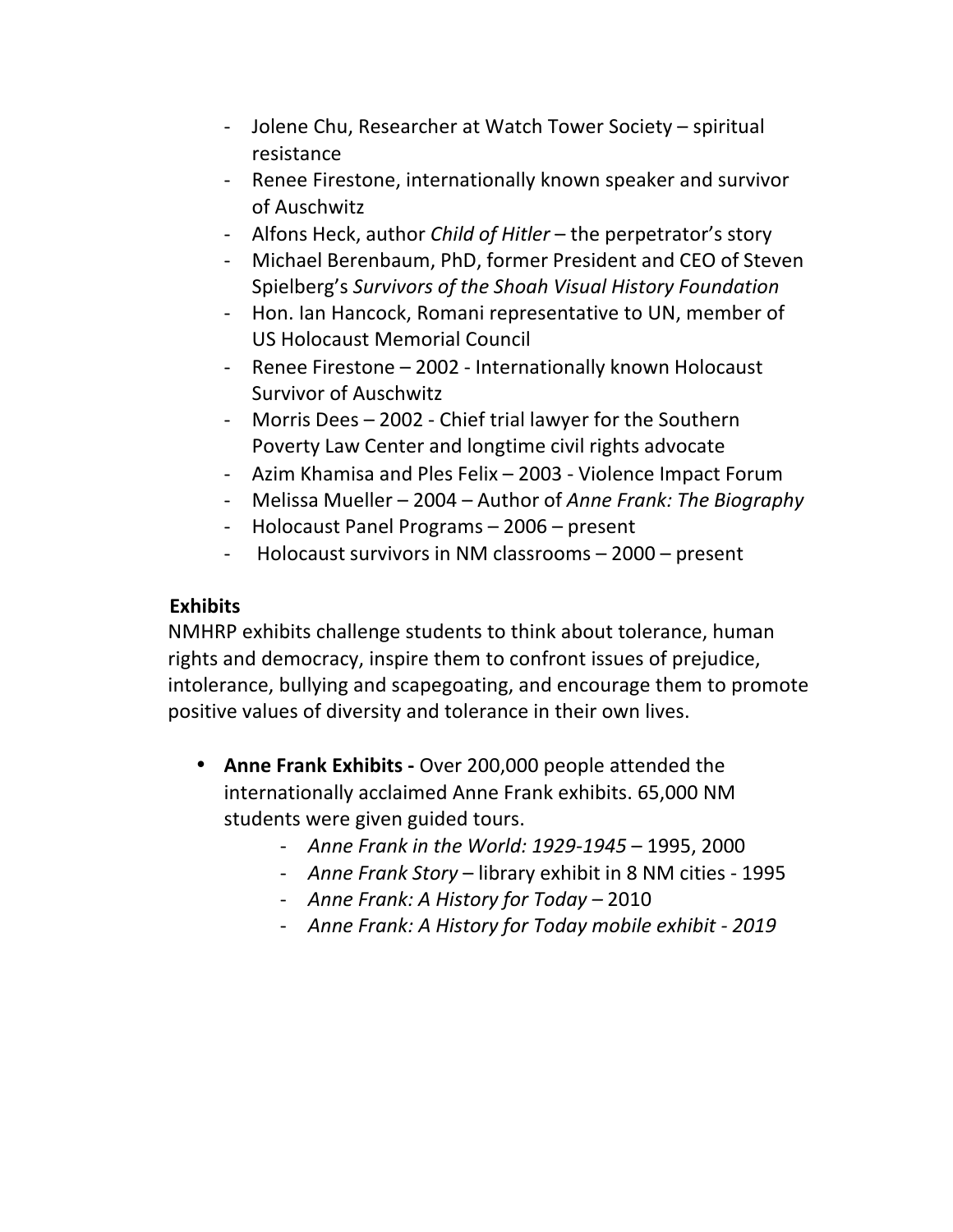- Jolene Chu, Researcher at Watch Tower Society – spiritual resistance
- Renee Firestone, internationally known speaker and survivor of Auschwitz
- Alfons Heck, author *Child of Hitler* – the perpetrator's story
- Michael Berenbaum, PhD, former President and CEO of Steven Spielberg's *Survivors of the Shoah Visual History Foundation*
- Hon. Ian Hancock, Romani representative to UN, member of US Holocaust Memorial Council
- Renee Firestone – 2002 - Internationally known Holocaust Survivor of Auschwitz
- Morris Dees – 2002 - Chief trial lawyer for the Southern Poverty Law Center and longtime civil rights advocate
- Azim Khamisa and Ples Felix – 2003 - Violence Impact Forum
- Melissa Mueller – 2004 – Author of *Anne Frank: The Biography*
- Holocaust Panel Programs – 2006 – present
- Holocaust survivors in NM classrooms – 2000 – present

**Exhibits**

NMHRP exhibits challenge students to think about tolerance, human rights and democracy, inspire them to confront issues of prejudice, intolerance, bullying and scapegoating, and encourage them to promote positive values of diversity and tolerance in their own lives.

- **Anne Frank Exhibits -** Over 200,000 people attended the internationally acclaimed Anne Frank exhibits. 65,000 NM students were given guided tours.
    - *Anne Frank in the World: 1929-1945* – 1995, 2000
    - *Anne Frank Story* – library exhibit in 8 NM cities - 1995
    - *Anne Frank: A History for Today* – 2010
    - *Anne Frank: A History for Today mobile exhibit - 2019*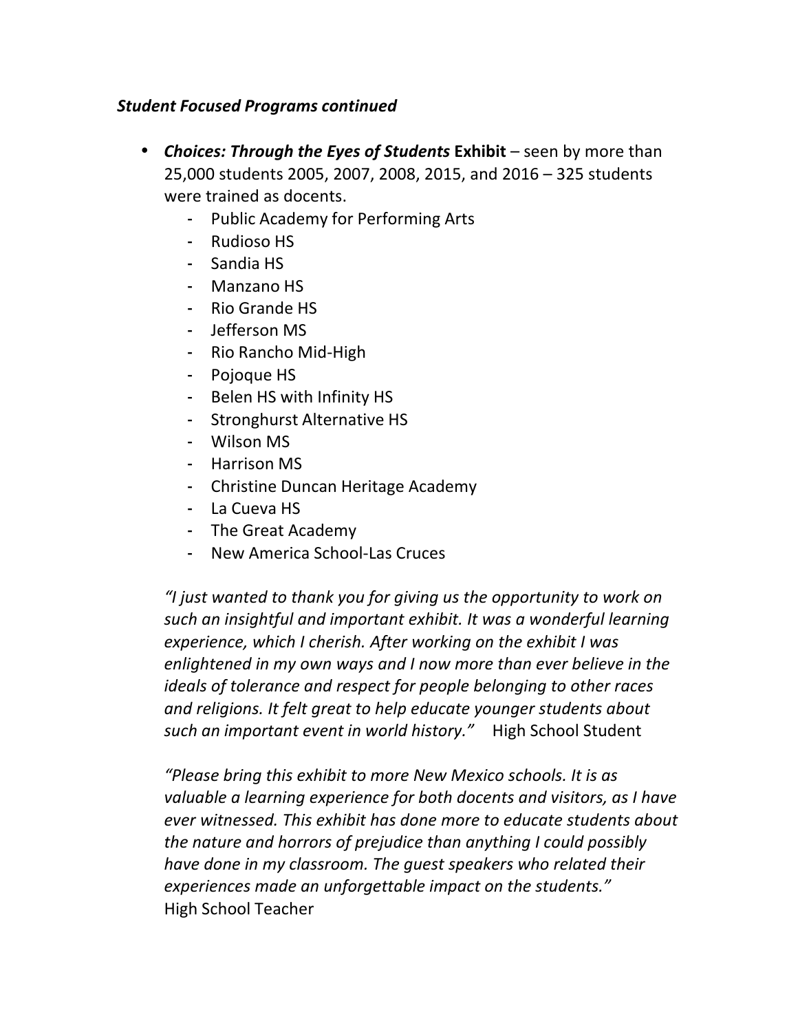***Student Focused Programs continued***

- ***Choices: Through the Eyes of Students* Exhibit** – seen by more than 25,000 students 2005, 2007, 2008, 2015, and 2016 – 325 students were trained as docents.
  - Public Academy for Performing Arts
  - Rudioso HS
  - Sandia HS
  - Manzano HS
  - Rio Grande HS
  - Jefferson MS
  - Rio Rancho Mid-High
  - Pojoque HS
  - Belen HS with Infinity HS
  - Stronghurst Alternative HS
  - Wilson MS
  - Harrison MS
  - Christine Duncan Heritage Academy
  - La Cueva HS
  - The Great Academy
  - New America School-Las Cruces

  *"I just wanted to thank you for giving us the opportunity to work on such an insightful and important exhibit. It was a wonderful learning experience, which I cherish. After working on the exhibit I was enlightened in my own ways and I now more than ever believe in the ideals of tolerance and respect for people belonging to other races and religions. It felt great to help educate younger students about such an important event in world history."* High School Student

  *"Please bring this exhibit to more New Mexico schools. It is as valuable a learning experience for both docents and visitors, as I have ever witnessed. This exhibit has done more to educate students about the nature and horrors of prejudice than anything I could possibly have done in my classroom. The guest speakers who related their experiences made an unforgettable impact on the students."*
  High School Teacher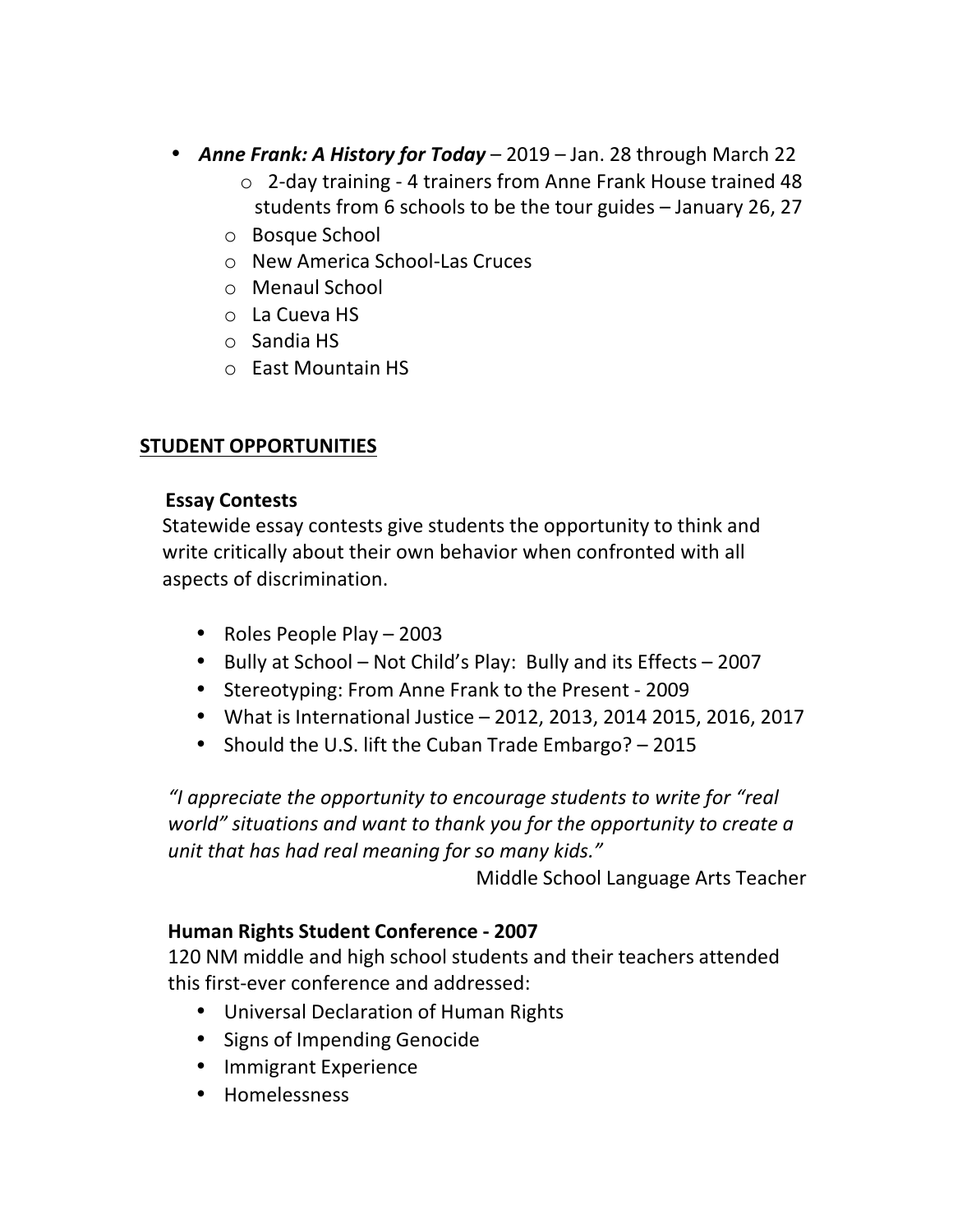- ***Anne Frank: A History for Today*** – 2019 – Jan. 28 through March 22
  - 2-day training - 4 trainers from Anne Frank House trained 48 students from 6 schools to be the tour guides – January 26, 27
  - Bosque School
  - New America School-Las Cruces
  - Menaul School
  - La Cueva HS
  - Sandia HS
  - East Mountain HS

## STUDENT OPPORTUNITIES

### Essay Contests

Statewide essay contests give students the opportunity to think and write critically about their own behavior when confronted with all aspects of discrimination.

- Roles People Play – 2003
- Bully at School – Not Child's Play: Bully and its Effects – 2007
- Stereotyping: From Anne Frank to the Present - 2009
- What is International Justice – 2012, 2013, 2014 2015, 2016, 2017
- Should the U.S. lift the Cuban Trade Embargo? – 2015

*"I appreciate the opportunity to encourage students to write for "real world" situations and want to thank you for the opportunity to create a unit that has had real meaning for so many kids."*

Middle School Language Arts Teacher

### Human Rights Student Conference - 2007

120 NM middle and high school students and their teachers attended this first-ever conference and addressed:

- Universal Declaration of Human Rights
- Signs of Impending Genocide
- Immigrant Experience
- Homelessness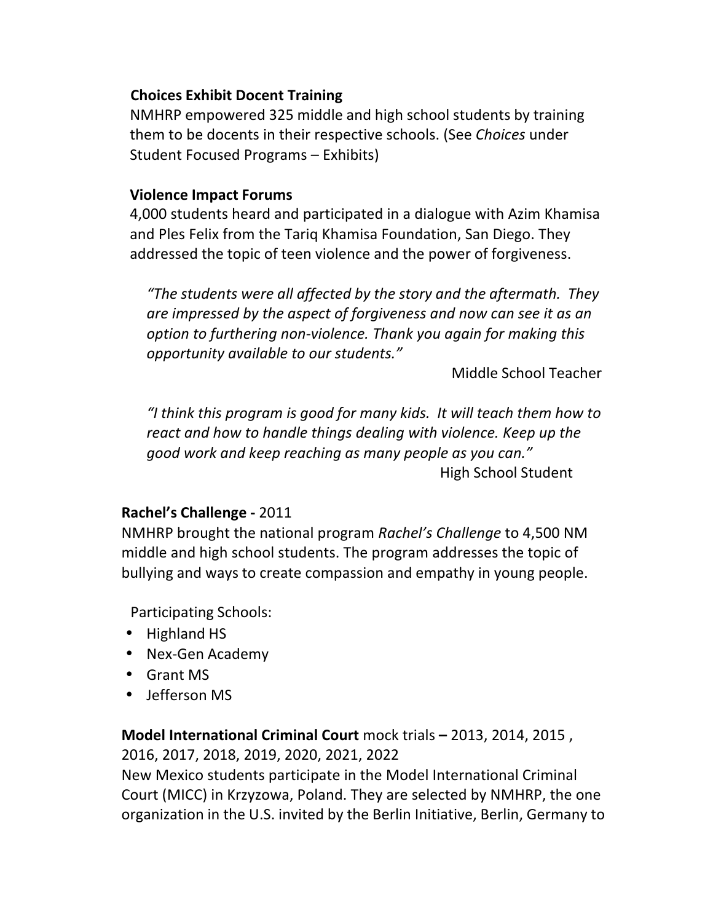**Choices Exhibit Docent Training**

NMHRP empowered 325 middle and high school students by training them to be docents in their respective schools. (See *Choices* under Student Focused Programs – Exhibits)

**Violence Impact Forums**

4,000 students heard and participated in a dialogue with Azim Khamisa and Ples Felix from the Tariq Khamisa Foundation, San Diego. They addressed the topic of teen violence and the power of forgiveness.

> *"The students were all affected by the story and the aftermath. They are impressed by the aspect of forgiveness and now can see it as an option to furthering non-violence. Thank you again for making this opportunity available to our students."*
>
> Middle School Teacher

> *"I think this program is good for many kids. It will teach them how to react and how to handle things dealing with violence. Keep up the good work and keep reaching as many people as you can."*
>
> High School Student

**Rachel's Challenge -** 2011

NMHRP brought the national program *Rachel's Challenge* to 4,500 NM middle and high school students. The program addresses the topic of bullying and ways to create compassion and empathy in young people.

Participating Schools:

- Highland HS
- Nex-Gen Academy
- Grant MS
- Jefferson MS

**Model International Criminal Court** mock trials **–** 2013, 2014, 2015 , 2016, 2017, 2018, 2019, 2020, 2021, 2022

New Mexico students participate in the Model International Criminal Court (MICC) in Krzyzowa, Poland. They are selected by NMHRP, the one organization in the U.S. invited by the Berlin Initiative, Berlin, Germany to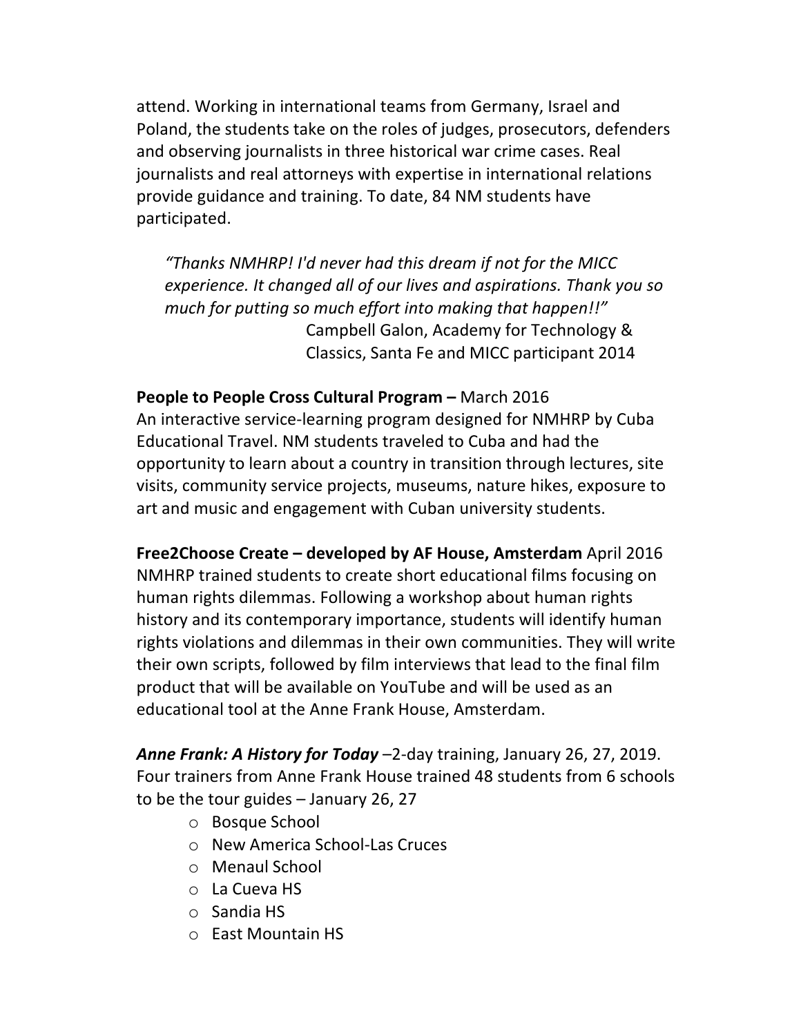attend. Working in international teams from Germany, Israel and Poland, the students take on the roles of judges, prosecutors, defenders and observing journalists in three historical war crime cases. Real journalists and real attorneys with expertise in international relations provide guidance and training. To date, 84 NM students have participated.

> *"Thanks NMHRP! I'd never had this dream if not for the MICC experience. It changed all of our lives and aspirations. Thank you so much for putting so much effort into making that happen!!"*
>
> Campbell Galon, Academy for Technology & Classics, Santa Fe and MICC participant 2014

**People to People Cross Cultural Program –** March 2016
An interactive service-learning program designed for NMHRP by Cuba Educational Travel. NM students traveled to Cuba and had the opportunity to learn about a country in transition through lectures, site visits, community service projects, museums, nature hikes, exposure to art and music and engagement with Cuban university students.

**Free2Choose Create – developed by AF House, Amsterdam** April 2016
NMHRP trained students to create short educational films focusing on human rights dilemmas. Following a workshop about human rights history and its contemporary importance, students will identify human rights violations and dilemmas in their own communities. They will write their own scripts, followed by film interviews that lead to the final film product that will be available on YouTube and will be used as an educational tool at the Anne Frank House, Amsterdam.

***Anne Frank: A History for Today*** –2-day training, January 26, 27, 2019. Four trainers from Anne Frank House trained 48 students from 6 schools to be the tour guides – January 26, 27

- Bosque School
- New America School-Las Cruces
- Menaul School
- La Cueva HS
- Sandia HS
- East Mountain HS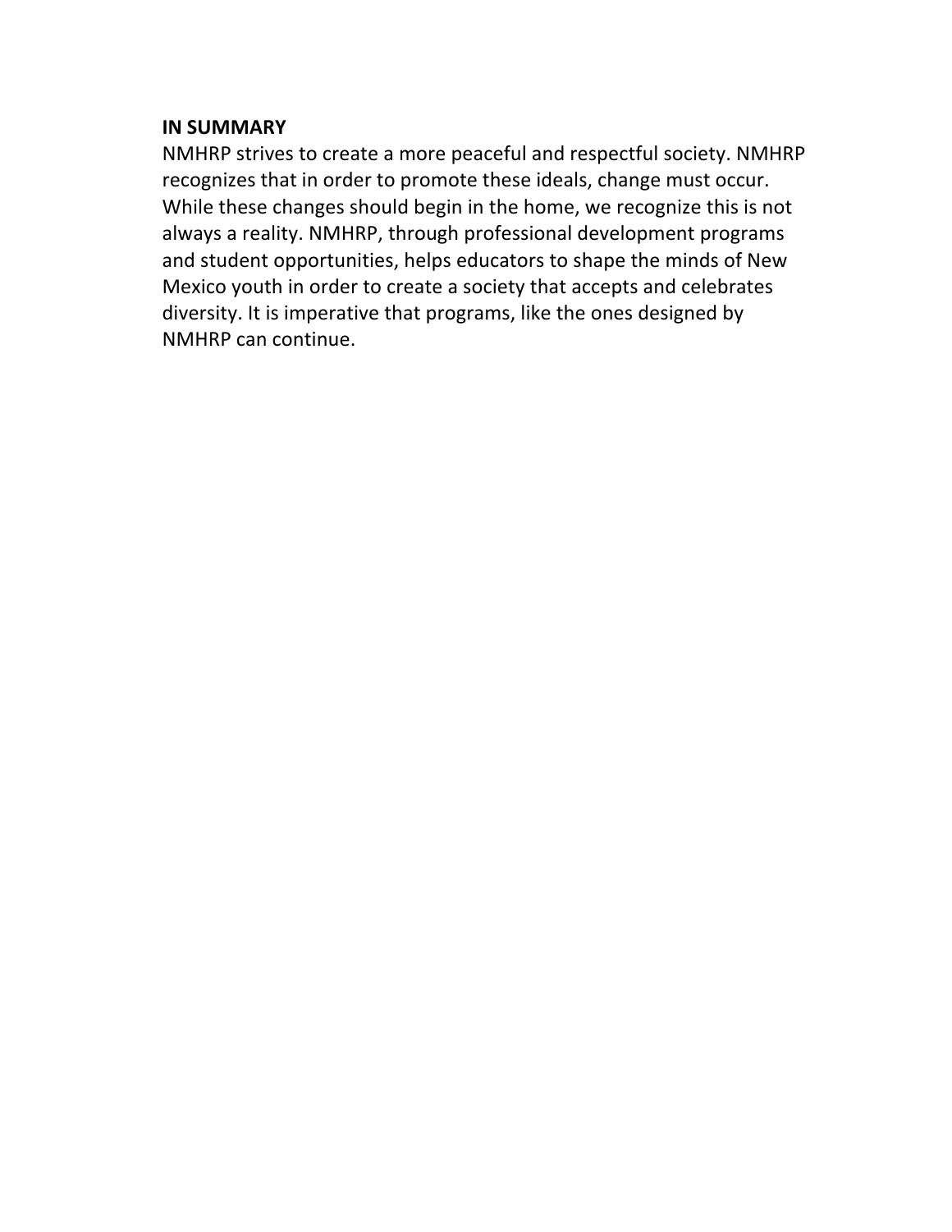**IN SUMMARY**

NMHRP strives to create a more peaceful and respectful society. NMHRP recognizes that in order to promote these ideals, change must occur. While these changes should begin in the home, we recognize this is not always a reality. NMHRP, through professional development programs and student opportunities, helps educators to shape the minds of New Mexico youth in order to create a society that accepts and celebrates diversity. It is imperative that programs, like the ones designed by NMHRP can continue.